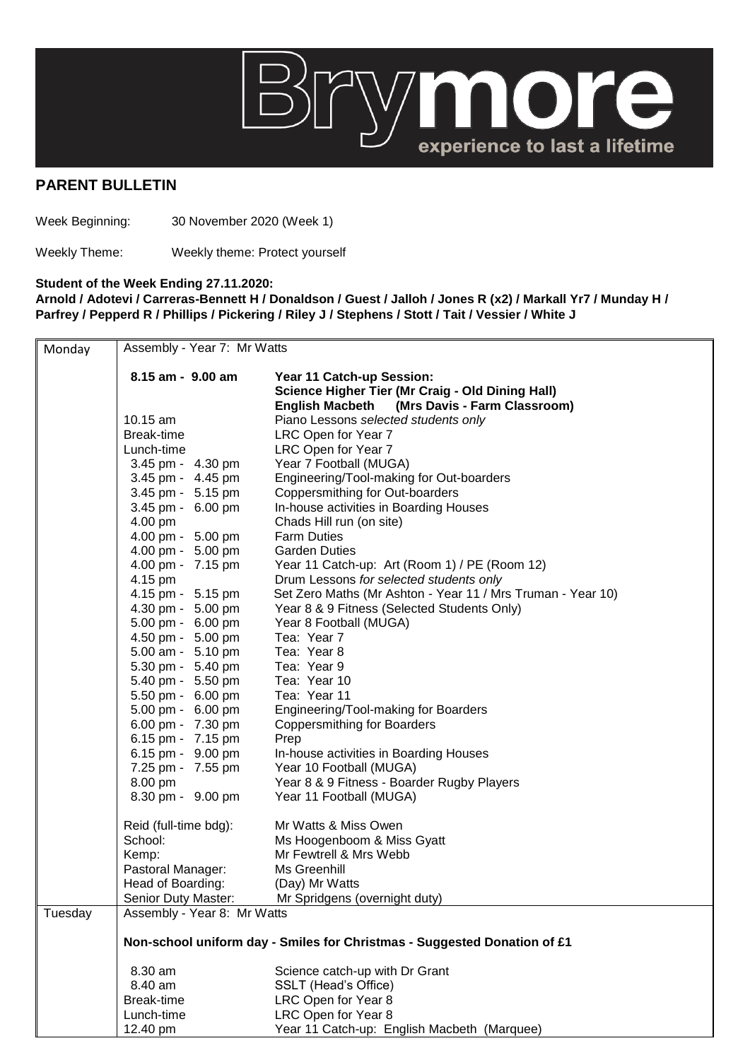Brymore

experience to last a lifetime

## PARENT BULLETIN

Week Beginning: 30 November 2020 (Week 1)

Weekly Theme: Weekly theme: Protect yourself

**Student of the Week Ending 27.11.2020:**
**Arnold / Adotevi / Carreras-Bennett H / Donaldson / Guest / Jalloh / Jones R (x2) / Markall Yr7 / Munday H / Parfrey / Pepperd R / Phillips / Pickering / Riley J / Stephens / Stott / Tait / Vessier / White J**

| Day | Time | Activity |
|---|---|---|
| Monday | Assembly - Year 7: Mr Watts | |
| | **8.15 am - 9.00 am** | **Year 11 Catch-up Session:** **Science Higher Tier (Mr Craig - Old Dining Hall)** **English Macbeth (Mrs Davis - Farm Classroom)** |
| | 10.15 am | Piano Lessons *selected students only* |
| | Break-time | LRC Open for Year 7 |
| | Lunch-time | LRC Open for Year 7 |
| | 3.45 pm - 4.30 pm | Year 7 Football (MUGA) |
| | 3.45 pm - 4.45 pm | Engineering/Tool-making for Out-boarders |
| | 3.45 pm - 5.15 pm | Coppersmithing for Out-boarders |
| | 3.45 pm - 6.00 pm | In-house activities in Boarding Houses |
| | 4.00 pm | Chads Hill run (on site) |
| | 4.00 pm - 5.00 pm | Farm Duties |
| | 4.00 pm - 5.00 pm | Garden Duties |
| | 4.00 pm - 7.15 pm | Year 11 Catch-up: Art (Room 1) / PE (Room 12) |
| | 4.15 pm | Drum Lessons *for selected students only* |
| | 4.15 pm - 5.15 pm | Set Zero Maths (Mr Ashton - Year 11 / Mrs Truman - Year 10) |
| | 4.30 pm - 5.00 pm | Year 8 & 9 Fitness (Selected Students Only) |
| | 5.00 pm - 6.00 pm | Year 8 Football (MUGA) |
| | 4.50 pm - 5.00 pm | Tea: Year 7 |
| | 5.00 am - 5.10 pm | Tea: Year 8 |
| | 5.30 pm - 5.40 pm | Tea: Year 9 |
| | 5.40 pm - 5.50 pm | Tea: Year 10 |
| | 5.50 pm - 6.00 pm | Tea: Year 11 |
| | 5.00 pm - 6.00 pm | Engineering/Tool-making for Boarders |
| | 6.00 pm - 7.30 pm | Coppersmithing for Boarders |
| | 6.15 pm - 7.15 pm | Prep |
| | 6.15 pm - 9.00 pm | In-house activities in Boarding Houses |
| | 7.25 pm - 7.55 pm | Year 10 Football (MUGA) |
| | 8.00 pm | Year 8 & 9 Fitness - Boarder Rugby Players |
| | 8.30 pm - 9.00 pm | Year 11 Football (MUGA) |
| | Reid (full-time bdg): | Mr Watts & Miss Owen |
| | School: | Ms Hoogenboom & Miss Gyatt |
| | Kemp: | Mr Fewtrell & Mrs Webb |
| | Pastoral Manager: | Ms Greenhill |
| | Head of Boarding: | (Day) Mr Watts |
| | Senior Duty Master: | Mr Spridgens (overnight duty) |
| Tuesday | Assembly - Year 8: Mr Watts | |
| | **Non-school uniform day - Smiles for Christmas - Suggested Donation of £1** | |
| | 8.30 am | Science catch-up with Dr Grant |
| | 8.40 am | SSLT (Head's Office) |
| | Break-time | LRC Open for Year 8 |
| | Lunch-time | LRC Open for Year 8 |
| | 12.40 pm | Year 11 Catch-up: English Macbeth (Marquee) |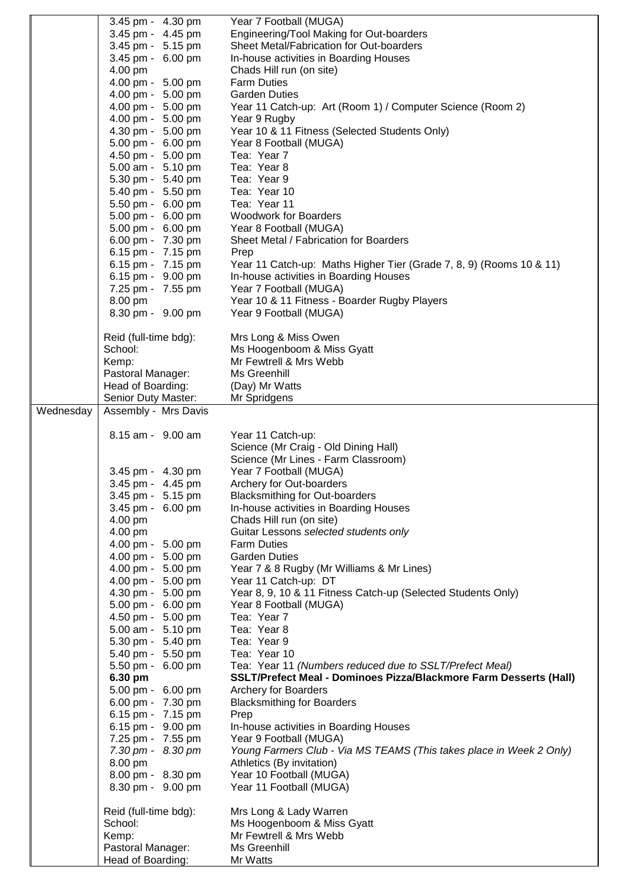| | | |
|---|---|---|
| | 3.45 pm - 4.30 pm | Year 7 Football (MUGA) |
| | 3.45 pm - 4.45 pm | Engineering/Tool Making for Out-boarders |
| | 3.45 pm - 5.15 pm | Sheet Metal/Fabrication for Out-boarders |
| | 3.45 pm - 6.00 pm | In-house activities in Boarding Houses |
| | 4.00 pm | Chads Hill run (on site) |
| | 4.00 pm - 5.00 pm | Farm Duties |
| | 4.00 pm - 5.00 pm | Garden Duties |
| | 4.00 pm - 5.00 pm | Year 11 Catch-up: Art (Room 1) / Computer Science (Room 2) |
| | 4.00 pm - 5.00 pm | Year 9 Rugby |
| | 4.30 pm - 5.00 pm | Year 10 & 11 Fitness (Selected Students Only) |
| | 5.00 pm - 6.00 pm | Year 8 Football (MUGA) |
| | 4.50 pm - 5.00 pm | Tea: Year 7 |
| | 5.00 am - 5.10 pm | Tea: Year 8 |
| | 5.30 pm - 5.40 pm | Tea: Year 9 |
| | 5.40 pm - 5.50 pm | Tea: Year 10 |
| | 5.50 pm - 6.00 pm | Tea: Year 11 |
| | 5.00 pm - 6.00 pm | Woodwork for Boarders |
| | 5.00 pm - 6.00 pm | Year 8 Football (MUGA) |
| | 6.00 pm - 7.30 pm | Sheet Metal / Fabrication for Boarders |
| | 6.15 pm - 7.15 pm | Prep |
| | 6.15 pm - 7.15 pm | Year 11 Catch-up: Maths Higher Tier (Grade 7, 8, 9) (Rooms 10 & 11) |
| | 6.15 pm - 9.00 pm | In-house activities in Boarding Houses |
| | 7.25 pm - 7.55 pm | Year 7 Football (MUGA) |
| | 8.00 pm | Year 10 & 11 Fitness - Boarder Rugby Players |
| | 8.30 pm - 9.00 pm | Year 9 Football (MUGA) |
| | | |
| | Reid (full-time bdg): | Mrs Long & Miss Owen |
| | School: | Ms Hoogenboom & Miss Gyatt |
| | Kemp: | Mr Fewtrell & Mrs Webb |
| | Pastoral Manager: | Ms Greenhill |
| | Head of Boarding: | (Day) Mr Watts |
| | Senior Duty Master: | Mr Spridgens |
| Wednesday | Assembly - Mrs Davis | |
| | | |
| | 8.15 am - 9.00 am | Year 11 Catch-up:<br>Science (Mr Craig - Old Dining Hall)<br>Science (Mr Lines - Farm Classroom) |
| | 3.45 pm - 4.30 pm | Year 7 Football (MUGA) |
| | 3.45 pm - 4.45 pm | Archery for Out-boarders |
| | 3.45 pm - 5.15 pm | Blacksmithing for Out-boarders |
| | 3.45 pm - 6.00 pm | In-house activities in Boarding Houses |
| | 4.00 pm | Chads Hill run (on site) |
| | 4.00 pm | Guitar Lessons *selected students only* |
| | 4.00 pm - 5.00 pm | Farm Duties |
| | 4.00 pm - 5.00 pm | Garden Duties |
| | 4.00 pm - 5.00 pm | Year 7 & 8 Rugby (Mr Williams & Mr Lines) |
| | 4.00 pm - 5.00 pm | Year 11 Catch-up: DT |
| | 4.30 pm - 5.00 pm | Year 8, 9, 10 & 11 Fitness Catch-up (Selected Students Only) |
| | 5.00 pm - 6.00 pm | Year 8 Football (MUGA) |
| | 4.50 pm - 5.00 pm | Tea: Year 7 |
| | 5.00 am - 5.10 pm | Tea: Year 8 |
| | 5.30 pm - 5.40 pm | Tea: Year 9 |
| | 5.40 pm - 5.50 pm | Tea: Year 10 |
| | 5.50 pm - 6.00 pm | Tea: Year 11 *(Numbers reduced due to SSLT/Prefect Meal)* |
| | **6.30 pm** | **SSLT/Prefect Meal - Dominoes Pizza/Blackmore Farm Desserts (Hall)** |
| | 5.00 pm - 6.00 pm | Archery for Boarders |
| | 6.00 pm - 7.30 pm | Blacksmithing for Boarders |
| | 6.15 pm - 7.15 pm | Prep |
| | 6.15 pm - 9.00 pm | In-house activities in Boarding Houses |
| | 7.25 pm - 7.55 pm | Year 9 Football (MUGA) |
| | *7.30 pm - 8.30 pm* | *Young Farmers Club - Via MS TEAMS (This takes place in Week 2 Only)* |
| | 8.00 pm | Athletics (By invitation) |
| | 8.00 pm - 8.30 pm | Year 10 Football (MUGA) |
| | 8.30 pm - 9.00 pm | Year 11 Football (MUGA) |
| | | |
| | Reid (full-time bdg): | Mrs Long & Lady Warren |
| | School: | Ms Hoogenboom & Miss Gyatt |
| | Kemp: | Mr Fewtrell & Mrs Webb |
| | Pastoral Manager: | Ms Greenhill |
| | Head of Boarding: | Mr Watts |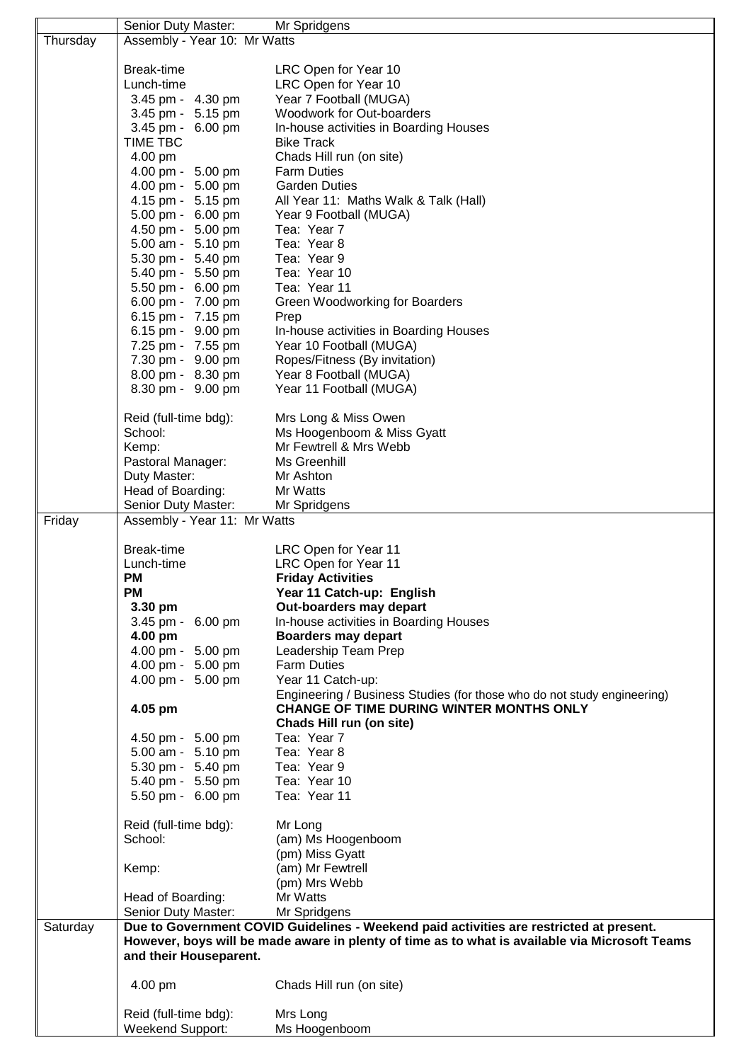| | | |
|---|---|---|
| | Senior Duty Master: | Mr Spridgens |
| Thursday | Assembly - Year 10: Mr Watts | |
| | Break-time | LRC Open for Year 10 |
| | Lunch-time | LRC Open for Year 10 |
| | 3.45 pm - 4.30 pm | Year 7 Football (MUGA) |
| | 3.45 pm - 5.15 pm | Woodwork for Out-boarders |
| | 3.45 pm - 6.00 pm | In-house activities in Boarding Houses |
| | TIME TBC | Bike Track |
| | 4.00 pm | Chads Hill run (on site) |
| | 4.00 pm - 5.00 pm | Farm Duties |
| | 4.00 pm - 5.00 pm | Garden Duties |
| | 4.15 pm - 5.15 pm | All Year 11: Maths Walk & Talk (Hall) |
| | 5.00 pm - 6.00 pm | Year 9 Football (MUGA) |
| | 4.50 pm - 5.00 pm | Tea: Year 7 |
| | 5.00 am - 5.10 pm | Tea: Year 8 |
| | 5.30 pm - 5.40 pm | Tea: Year 9 |
| | 5.40 pm - 5.50 pm | Tea: Year 10 |
| | 5.50 pm - 6.00 pm | Tea: Year 11 |
| | 6.00 pm - 7.00 pm | Green Woodworking for Boarders |
| | 6.15 pm - 7.15 pm | Prep |
| | 6.15 pm - 9.00 pm | In-house activities in Boarding Houses |
| | 7.25 pm - 7.55 pm | Year 10 Football (MUGA) |
| | 7.30 pm - 9.00 pm | Ropes/Fitness (By invitation) |
| | 8.00 pm - 8.30 pm | Year 8 Football (MUGA) |
| | 8.30 pm - 9.00 pm | Year 11 Football (MUGA) |
| | Reid (full-time bdg): | Mrs Long & Miss Owen |
| | School: | Ms Hoogenboom & Miss Gyatt |
| | Kemp: | Mr Fewtrell & Mrs Webb |
| | Pastoral Manager: | Ms Greenhill |
| | Duty Master: | Mr Ashton |
| | Head of Boarding: | Mr Watts |
| | Senior Duty Master: | Mr Spridgens |
| Friday | Assembly - Year 11: Mr Watts | |
| | Break-time | LRC Open for Year 11 |
| | Lunch-time | LRC Open for Year 11 |
| | **PM** | **Friday Activities** |
| | **PM** | **Year 11 Catch-up: English** |
| | **3.30 pm** | **Out-boarders may depart** |
| | 3.45 pm - 6.00 pm | In-house activities in Boarding Houses |
| | **4.00 pm** | **Boarders may depart** |
| | 4.00 pm - 5.00 pm | Leadership Team Prep |
| | 4.00 pm - 5.00 pm | Farm Duties |
| | 4.00 pm - 5.00 pm | Year 11 Catch-up: Engineering / Business Studies (for those who do not study engineering) |
| | **4.05 pm** | **CHANGE OF TIME DURING WINTER MONTHS ONLY Chads Hill run (on site)** |
| | 4.50 pm - 5.00 pm | Tea: Year 7 |
| | 5.00 am - 5.10 pm | Tea: Year 8 |
| | 5.30 pm - 5.40 pm | Tea: Year 9 |
| | 5.40 pm - 5.50 pm | Tea: Year 10 |
| | 5.50 pm - 6.00 pm | Tea: Year 11 |
| | Reid (full-time bdg): | Mr Long |
| | School: | (am) Ms Hoogenboom (pm) Miss Gyatt |
| | Kemp: | (am) Mr Fewtrell (pm) Mrs Webb |
| | Head of Boarding: | Mr Watts |
| | Senior Duty Master: | Mr Spridgens |
| Saturday | **Due to Government COVID Guidelines - Weekend paid activities are restricted at present. However, boys will be made aware in plenty of time as to what is available via Microsoft Teams and their Houseparent.** | |
| | 4.00 pm | Chads Hill run (on site) |
| | Reid (full-time bdg): | Mrs Long |
| | Weekend Support: | Ms Hoogenboom |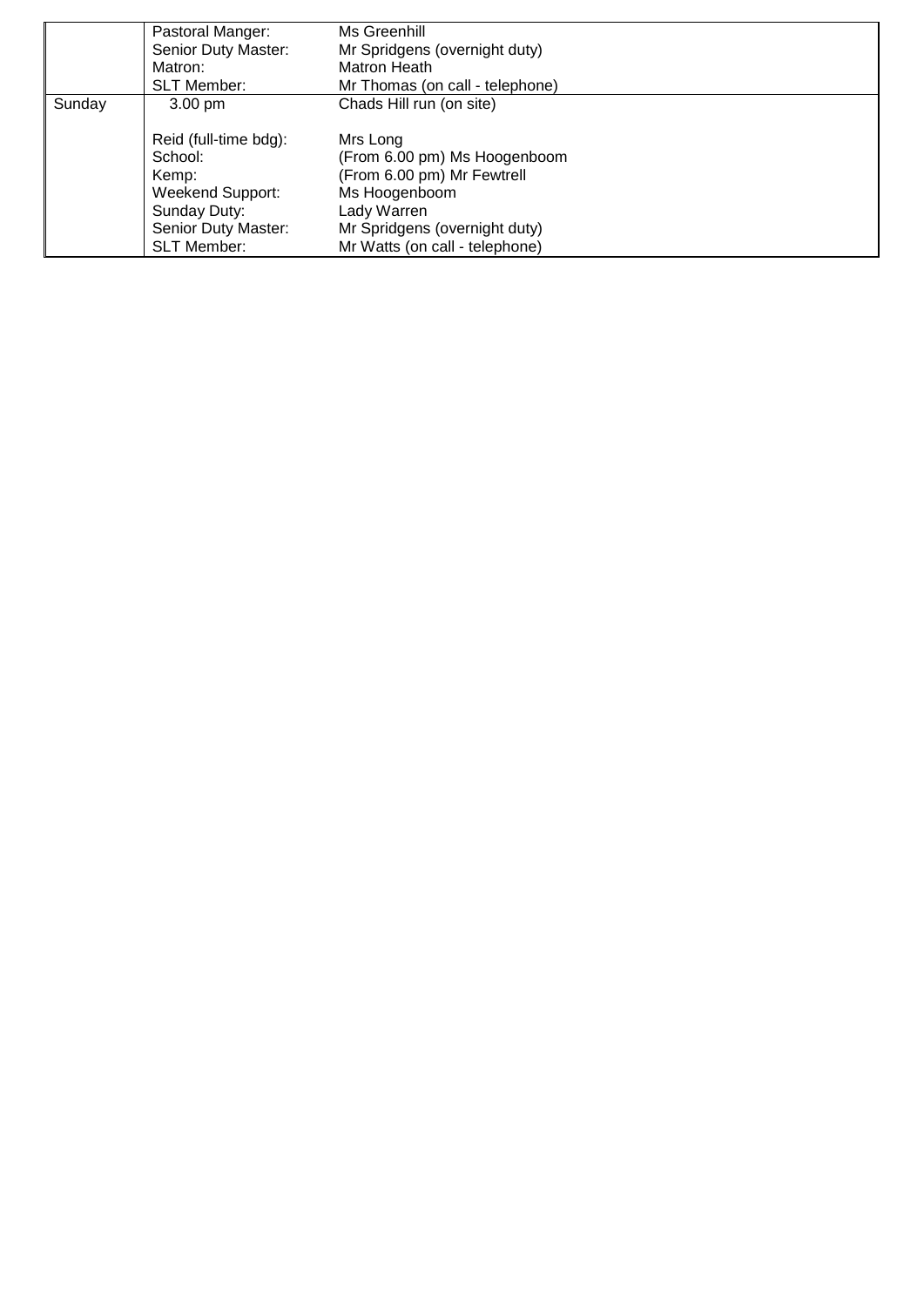| | | |
|---|---|---|
| | Pastoral Manger: | Ms Greenhill |
| | Senior Duty Master: | Mr Spridgens (overnight duty) |
| | Matron: | Matron Heath |
| | SLT Member: | Mr Thomas (on call - telephone) |
| Sunday | 3.00 pm | Chads Hill run (on site) |
| | Reid (full-time bdg): | Mrs Long |
| | School: | (From 6.00 pm) Ms Hoogenboom |
| | Kemp: | (From 6.00 pm) Mr Fewtrell |
| | Weekend Support: | Ms Hoogenboom |
| | Sunday Duty: | Lady Warren |
| | Senior Duty Master: | Mr Spridgens (overnight duty) |
| | SLT Member: | Mr Watts (on call - telephone) |